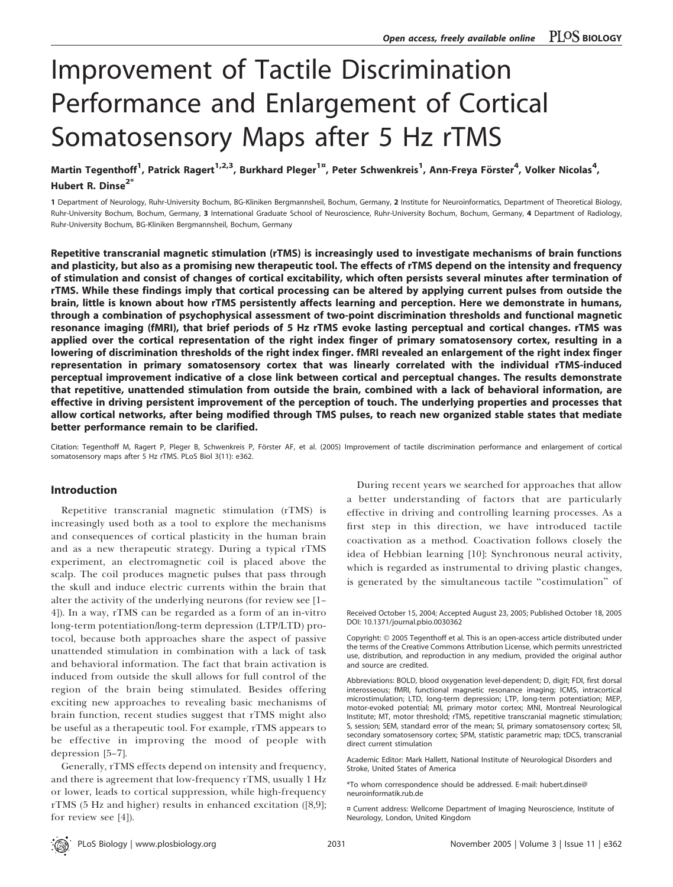# Improvement of Tactile Discrimination Performance and Enlargement of Cortical Somatosensory Maps after 5 Hz rTMS

Martin Tegenthoff[1], Patrick Ragert[1,2,3], Burkhard Pleger[1¤], Peter Schwenkreis[1], Ann-Freya Förster[4], Volker Nicolas[4], Hubert R. Dinse[2*]

**1** Department of Neurology, Ruhr-University Bochum, BG-Kliniken Bergmannsheil, Bochum, Germany, **2** Institute for Neuroinformatics, Department of Theoretical Biology, Ruhr-University Bochum, Bochum, Germany, **3** International Graduate School of Neuroscience, Ruhr-University Bochum, Bochum, Germany, **4** Department of Radiology, Ruhr-University Bochum, BG-Kliniken Bergmannsheil, Bochum, Germany

**Repetitive transcranial magnetic stimulation (rTMS) is increasingly used to investigate mechanisms of brain functions and plasticity, but also as a promising new therapeutic tool. The effects of rTMS depend on the intensity and frequency of stimulation and consist of changes of cortical excitability, which often persists several minutes after termination of rTMS. While these findings imply that cortical processing can be altered by applying current pulses from outside the brain, little is known about how rTMS persistently affects learning and perception. Here we demonstrate in humans, through a combination of psychophysical assessment of two-point discrimination thresholds and functional magnetic resonance imaging (fMRI), that brief periods of 5 Hz rTMS evoke lasting perceptual and cortical changes. rTMS was applied over the cortical representation of the right index finger of primary somatosensory cortex, resulting in a lowering of discrimination thresholds of the right index finger. fMRI revealed an enlargement of the right index finger representation in primary somatosensory cortex that was linearly correlated with the individual rTMS-induced perceptual improvement indicative of a close link between cortical and perceptual changes. The results demonstrate that repetitive, unattended stimulation from outside the brain, combined with a lack of behavioral information, are effective in driving persistent improvement of the perception of touch. The underlying properties and processes that allow cortical networks, after being modified through TMS pulses, to reach new organized stable states that mediate better performance remain to be clarified.**

Citation: Tegenthoff M, Ragert P, Pleger B, Schwenkreis P, Förster AF, et al. (2005) Improvement of tactile discrimination performance and enlargement of cortical somatosensory maps after 5 Hz rTMS. PLoS Biol 3(11): e362.

## Introduction

Repetitive transcranial magnetic stimulation (rTMS) is increasingly used both as a tool to explore the mechanisms and consequences of cortical plasticity in the human brain and as a new therapeutic strategy. During a typical rTMS experiment, an electromagnetic coil is placed above the scalp. The coil produces magnetic pulses that pass through the skull and induce electric currents within the brain that alter the activity of the underlying neurons (for review see [1–4]). In a way, rTMS can be regarded as a form of an in-vitro long-term potentiation/long-term depression (LTP/LTD) protocol, because both approaches share the aspect of passive unattended stimulation in combination with a lack of task and behavioral information. The fact that brain activation is induced from outside the skull allows for full control of the region of the brain being stimulated. Besides offering exciting new approaches to revealing basic mechanisms of brain function, recent studies suggest that rTMS might also be useful as a therapeutic tool. For example, rTMS appears to be effective in improving the mood of people with depression [5–7].

Generally, rTMS effects depend on intensity and frequency, and there is agreement that low-frequency rTMS, usually 1 Hz or lower, leads to cortical suppression, while high-frequency rTMS (5 Hz and higher) results in enhanced excitation ([8,9]; for review see [4]).

During recent years we searched for approaches that allow a better understanding of factors that are particularly effective in driving and controlling learning processes. As a first step in this direction, we have introduced tactile coactivation as a method. Coactivation follows closely the idea of Hebbian learning [10]: Synchronous neural activity, which is regarded as instrumental to driving plastic changes, is generated by the simultaneous tactile "costimulation" of

Received October 15, 2004; Accepted August 23, 2005; Published October 18, 2005
DOI: 10.1371/journal.pbio.0030362

Copyright: © 2005 Tegenthoff et al. This is an open-access article distributed under the terms of the Creative Commons Attribution License, which permits unrestricted use, distribution, and reproduction in any medium, provided the original author and source are credited.

Abbreviations: BOLD, blood oxygenation level-dependent; D, digit; FDI, first dorsal interosseous; fMRI, functional magnetic resonance imaging; ICMS, intracortical microstimulation; LTD, long-term depression; LTP, long-term potentiation; MEP, motor-evoked potential; MI, primary motor cortex; MNI, Montreal Neurological Institute; MT, motor threshold; rTMS, repetitive transcranial magnetic stimulation; S, session; SEM, standard error of the mean; SI, primary somatosensory cortex; SII, secondary somatosensory cortex; SPM, statistic parametric map; tDCS, transcranial direct current stimulation

Academic Editor: Mark Hallett, National Institute of Neurological Disorders and Stroke, United States of America

*To whom correspondence should be addressed. E-mail: hubert.dinse@neuroinformatik.rub.de

¤ Current address: Wellcome Department of Imaging Neuroscience, Institute of Neurology, London, United Kingdom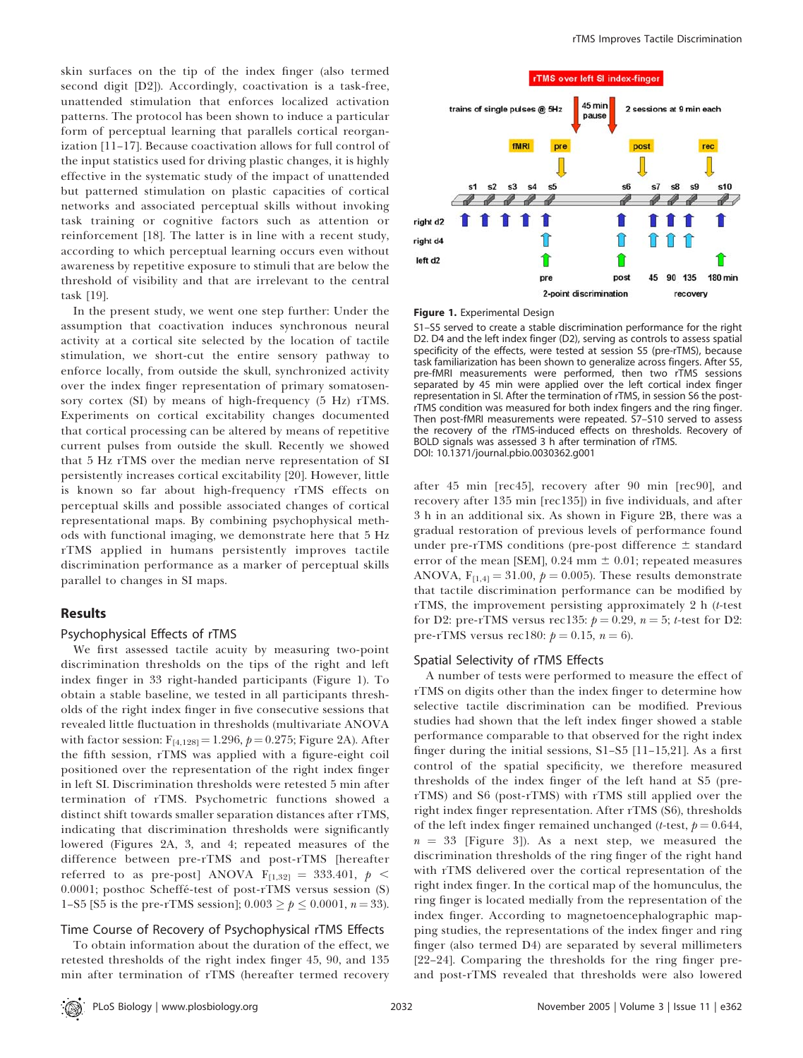skin surfaces on the tip of the index finger (also termed second digit [D2]). Accordingly, coactivation is a task-free, unattended stimulation that enforces localized activation patterns. The protocol has been shown to induce a particular form of perceptual learning that parallels cortical reorganization [11–17]. Because coactivation allows for full control of the input statistics used for driving plastic changes, it is highly effective in the systematic study of the impact of unattended but patterned stimulation on plastic capacities of cortical networks and associated perceptual skills without invoking task training or cognitive factors such as attention or reinforcement [18]. The latter is in line with a recent study, according to which perceptual learning occurs even without awareness by repetitive exposure to stimuli that are below the threshold of visibility and that are irrelevant to the central task [19].

In the present study, we went one step further: Under the assumption that coactivation induces synchronous neural activity at a cortical site selected by the location of tactile stimulation, we short-cut the entire sensory pathway to enforce locally, from outside the skull, synchronized activity over the index finger representation of primary somatosensory cortex (SI) by means of high-frequency (5 Hz) rTMS. Experiments on cortical excitability changes documented that cortical processing can be altered by means of repetitive current pulses from outside the skull. Recently we showed that 5 Hz rTMS over the median nerve representation of SI persistently increases cortical excitability [20]. However, little is known so far about high-frequency rTMS effects on perceptual skills and possible associated changes of cortical representational maps. By combining psychophysical methods with functional imaging, we demonstrate here that 5 Hz rTMS applied in humans persistently improves tactile discrimination performance as a marker of perceptual skills parallel to changes in SI maps.

## Results

### Psychophysical Effects of rTMS

We first assessed tactile acuity by measuring two-point discrimination thresholds on the tips of the right and left index finger in 33 right-handed participants (Figure 1). To obtain a stable baseline, we tested in all participants thresholds of the right index finger in five consecutive sessions that revealed little fluctuation in thresholds (multivariate ANOVA with factor session: $F_{[4,128]} = 1.296$, $p = 0.275$; Figure 2A). After the fifth session, rTMS was applied with a figure-eight coil positioned over the representation of the right index finger in left SI. Discrimination thresholds were retested 5 min after termination of rTMS. Psychometric functions showed a distinct shift towards smaller separation distances after rTMS, indicating that discrimination thresholds were significantly lowered (Figures 2A, 3, and 4; repeated measures of the difference between pre-rTMS and post-rTMS [hereafter referred to as pre-post] ANOVA $F_{[1,32]} = 333.401$, $p < 0.0001$; posthoc Scheffé-test of post-rTMS versus session (S) 1–S5 [S5 is the pre-rTMS session]; $0.003 \geq p \leq 0.0001$, $n = 33$).

### Time Course of Recovery of Psychophysical rTMS Effects

To obtain information about the duration of the effect, we retested thresholds of the right index finger 45, 90, and 135 min after termination of rTMS (hereafter termed recovery after 45 min [rec45], recovery after 90 min [rec90], and recovery after 135 min [rec135]) in five individuals, and after 3 h in an additional six. As shown in Figure 2B, there was a gradual restoration of previous levels of performance found under pre-rTMS conditions (pre-post difference ± standard error of the mean [SEM], 0.24 mm ± 0.01; repeated measures ANOVA, $F_{[1,4]} = 31.00$, $p = 0.005$). These results demonstrate that tactile discrimination performance can be modified by rTMS, the improvement persisting approximately 2 h ($t$-test for D2: pre-rTMS versus rec135: $p = 0.29$, $n = 5$; $t$-test for D2: pre-rTMS versus rec180: $p = 0.15$, $n = 6$).

**Figure 1.** Experimental Design

S1–S5 served to create a stable discrimination performance for the right D2. D4 and the left index finger (D2), serving as controls to assess spatial specificity of the effects, were tested at session S5 (pre-rTMS), because task familiarization has been shown to generalize across fingers. After S5, pre-fMRI measurements were performed, then two rTMS sessions separated by 45 min were applied over the left cortical index finger representation in SI. After the termination of rTMS, in session S6 the post-rTMS condition was measured for both index fingers and the ring finger. Then post-fMRI measurements were repeated. S7–S10 served to assess the recovery of the rTMS-induced effects on thresholds. Recovery of BOLD signals was assessed 3 h after termination of rTMS.

DOI: 10.1371/journal.pbio.0030362.g001

### Spatial Selectivity of rTMS Effects

A number of tests were performed to measure the effect of rTMS on digits other than the index finger to determine how selective tactile discrimination can be modified. Previous studies had shown that the left index finger showed a stable performance comparable to that observed for the right index finger during the initial sessions, S1–S5 [11–15,21]. As a first control of the spatial specificity, we therefore measured thresholds of the index finger of the left hand at S5 (pre-rTMS) and S6 (post-rTMS) with rTMS still applied over the right index finger representation. After rTMS (S6), thresholds of the left index finger remained unchanged ($t$-test, $p = 0.644$, $n = 33$ [Figure 3]). As a next step, we measured the discrimination thresholds of the ring finger of the right hand with rTMS delivered over the cortical representation of the right index finger. In the cortical map of the homunculus, the ring finger is located medially from the representation of the index finger. According to magnetoencephalographic mapping studies, the representations of the index finger and ring finger (also termed D4) are separated by several millimeters [22–24]. Comparing the thresholds for the ring finger pre- and post-rTMS revealed that thresholds were also lowered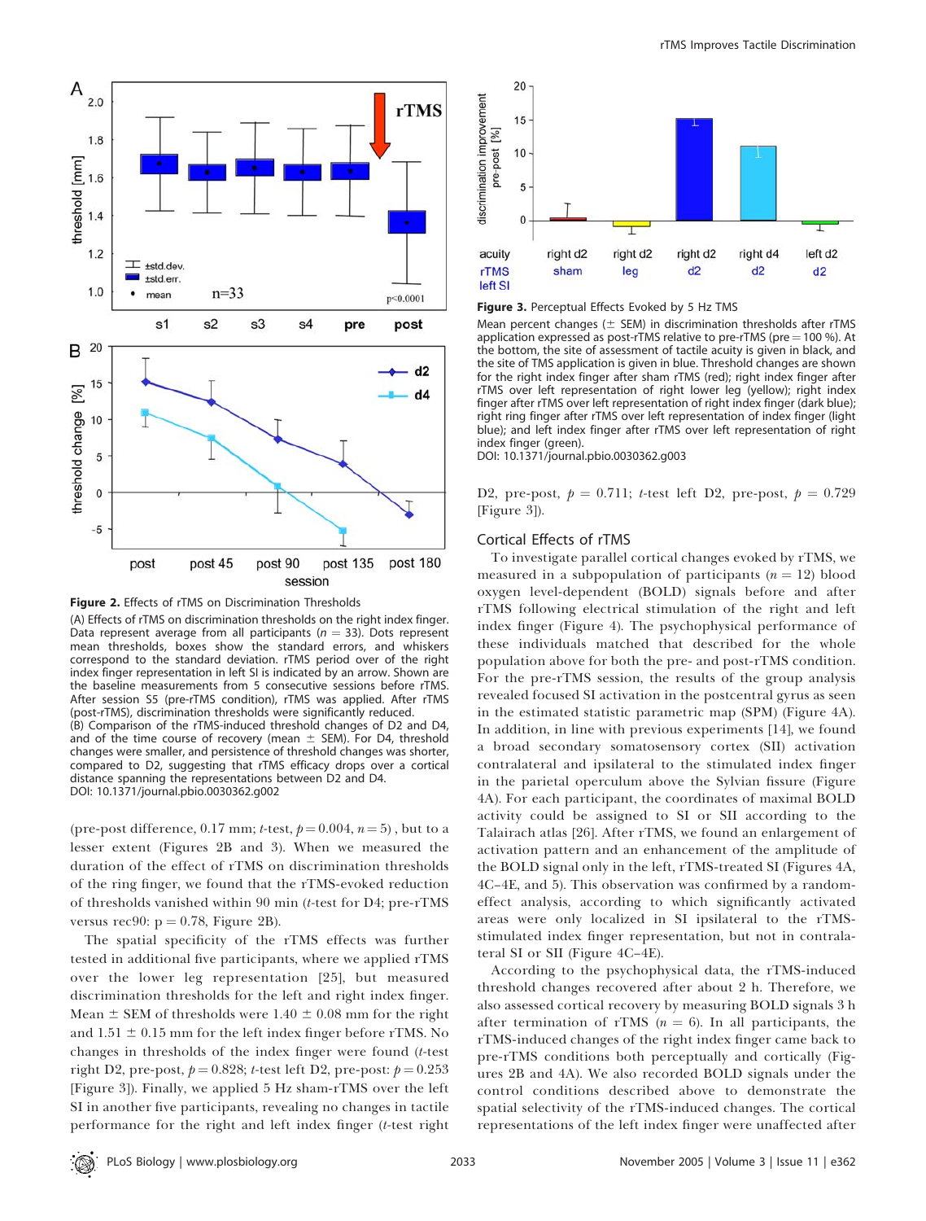A

2.0

1.8

1.6

1.4

1.2

1.0

threshold [mm]

rTMS

±std.dev.
±std.err.
mean

n=33

p<0.0001

s1 s2 s3 s4 pre post

B

20

15

10

5

0

-5

threshold change [%]

d2
d4

post post 45 post 90 post 135 post 180

session

**Figure 2.** Effects of rTMS on Discrimination Thresholds

(A) Effects of rTMS on discrimination thresholds on the right index finger. Data represent average from all participants ($n = 33$). Dots represent mean thresholds, boxes show the standard errors, and whiskers correspond to the standard deviation. rTMS period over of the right index finger representation in left SI is indicated by an arrow. Shown are the baseline measurements from 5 consecutive sessions before rTMS. After session S5 (pre-rTMS condition), rTMS was applied. After rTMS (post-rTMS), discrimination thresholds were significantly reduced.

(B) Comparison of the rTMS-induced threshold changes of D2 and D4, and of the time course of recovery (mean ± SEM). For D4, threshold changes were smaller, and persistence of threshold changes was shorter, compared to D2, suggesting that rTMS efficacy drops over a cortical distance spanning the representations between D2 and D4.

DOI: 10.1371/journal.pbio.0030362.g002

(pre-post difference, 0.17 mm; *t*-test, $p = 0.004$, $n = 5$) , but to a lesser extent (Figures 2B and 3). When we measured the duration of the effect of rTMS on discrimination thresholds of the ring finger, we found that the rTMS-evoked reduction of thresholds vanished within 90 min (*t*-test for D4; pre-rTMS versus rec90: $p = 0.78$, Figure 2B).

The spatial specificity of the rTMS effects was further tested in additional five participants, where we applied rTMS over the lower leg representation [25], but measured discrimination thresholds for the left and right index finger. Mean ± SEM of thresholds were 1.40 ± 0.08 mm for the right and 1.51 ± 0.15 mm for the left index finger before rTMS. No changes in thresholds of the index finger were found (*t*-test right D2, pre-post, $p = 0.828$; *t*-test left D2, pre-post: $p = 0.253$ [Figure 3]). Finally, we applied 5 Hz sham-rTMS over the left SI in another five participants, revealing no changes in tactile performance for the right and left index finger (*t*-test right D2, pre-post, $p = 0.711$; *t*-test left D2, pre-post, $p = 0.729$ [Figure 3]).

20

15

10

5

0

discrimination improvement pre-post [%]

acuity
rTMS
left SI

right d2
sham

right d2
leg

right d2
d2

right d4
d2

left d2
d2

**Figure 3.** Perceptual Effects Evoked by 5 Hz TMS

Mean percent changes (± SEM) in discrimination thresholds after rTMS application expressed as post-rTMS relative to pre-rTMS (pre = 100 %). At the bottom, the site of assessment of tactile acuity is given in black, and the site of TMS application is given in blue. Threshold changes are shown for the right index finger after sham rTMS (red); right index finger after rTMS over left representation of right lower leg (yellow); right index finger after rTMS over left representation of right index finger (dark blue); right ring finger after rTMS over left representation of index finger (light blue); and left index finger after rTMS over left representation of right index finger (green).

DOI: 10.1371/journal.pbio.0030362.g003

## Cortical Effects of rTMS

To investigate parallel cortical changes evoked by rTMS, we measured in a subpopulation of participants ($n = 12$) blood oxygen level-dependent (BOLD) signals before and after rTMS following electrical stimulation of the right and left index finger (Figure 4). The psychophysical performance of these individuals matched that described for the whole population above for both the pre- and post-rTMS condition. For the pre-rTMS session, the results of the group analysis revealed focused SI activation in the postcentral gyrus as seen in the estimated statistic parametric map (SPM) (Figure 4A). In addition, in line with previous experiments [14], we found a broad secondary somatosensory cortex (SII) activation contralateral and ipsilateral to the stimulated index finger in the parietal operculum above the Sylvian fissure (Figure 4A). For each participant, the coordinates of maximal BOLD activity could be assigned to SI or SII according to the Talairach atlas [26]. After rTMS, we found an enlargement of activation pattern and an enhancement of the amplitude of the BOLD signal only in the left, rTMS-treated SI (Figures 4A, 4C–4E, and 5). This observation was confirmed by a random-effect analysis, according to which significantly activated areas were only localized in SI ipsilateral to the rTMS-stimulated index finger representation, but not in contralateral SI or SII (Figure 4C–4E).

According to the psychophysical data, the rTMS-induced threshold changes recovered after about 2 h. Therefore, we also assessed cortical recovery by measuring BOLD signals 3 h after termination of rTMS ($n = 6$). In all participants, the rTMS-induced changes of the right index finger came back to pre-rTMS conditions both perceptually and cortically (Figures 2B and 4A). We also recorded BOLD signals under the control conditions described above to demonstrate the spatial selectivity of the rTMS-induced changes. The cortical representations of the left index finger were unaffected after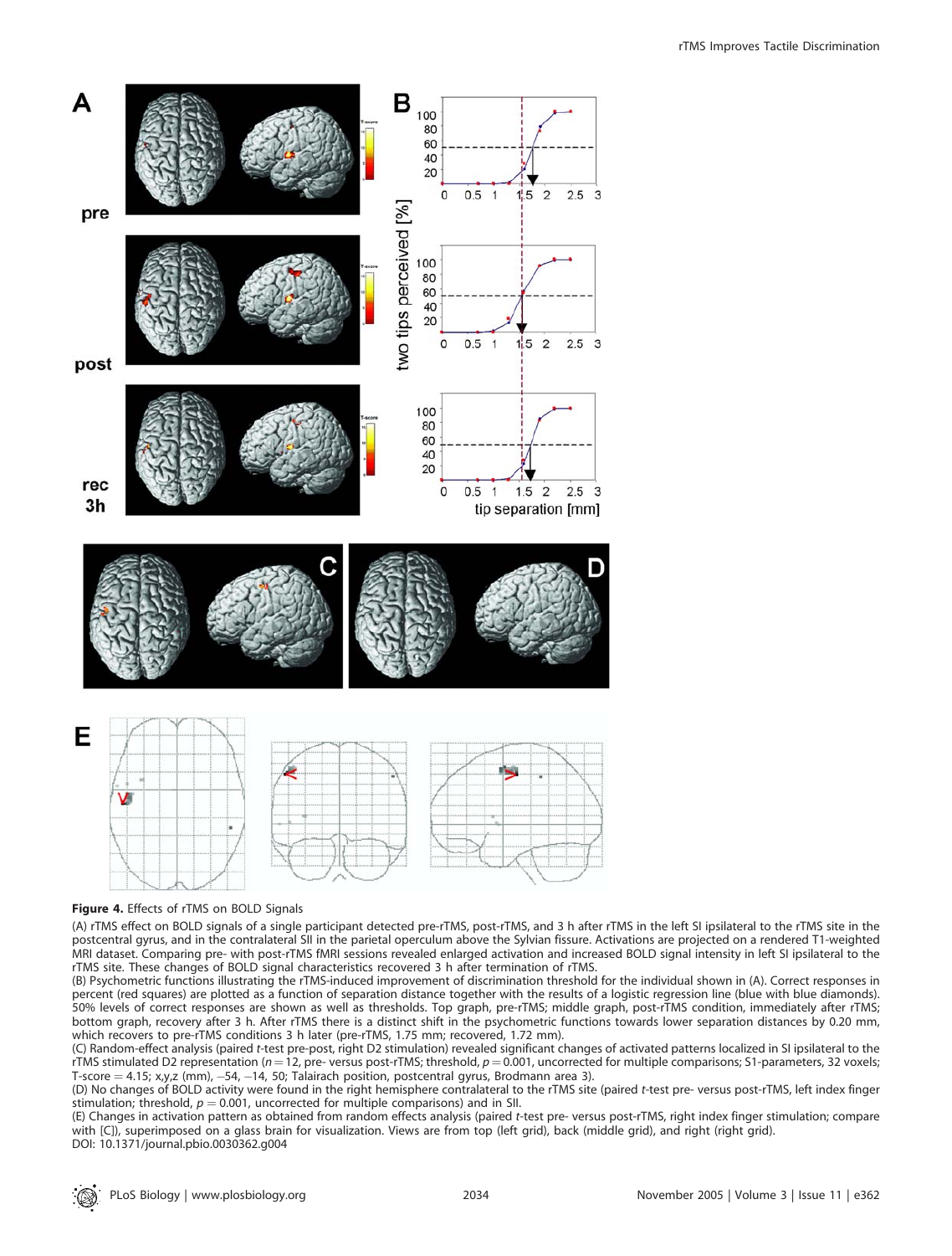A

pre

post

rec 3h

B

two tips perceived [%]

tip separation [mm]

C

D

E

**Figure 4.** Effects of rTMS on BOLD Signals

(A) rTMS effect on BOLD signals of a single participant detected pre-rTMS, post-rTMS, and 3 h after rTMS in the left SI ipsilateral to the rTMS site in the postcentral gyrus, and in the contralateral SII in the parietal operculum above the Sylvian fissure. Activations are projected on a rendered T1-weighted MRI dataset. Comparing pre- with post-rTMS fMRI sessions revealed enlarged activation and increased BOLD signal intensity in left SI ipsilateral to the rTMS site. These changes of BOLD signal characteristics recovered 3 h after termination of rTMS.

(B) Psychometric functions illustrating the rTMS-induced improvement of discrimination threshold for the individual shown in (A). Correct responses in percent (red squares) are plotted as a function of separation distance together with the results of a logistic regression line (blue with blue diamonds). 50% levels of correct responses are shown as well as thresholds. Top graph, pre-rTMS; middle graph, post-rTMS condition, immediately after rTMS; bottom graph, recovery after 3 h. After rTMS there is a distinct shift in the psychometric functions towards lower separation distances by 0.20 mm, which recovers to pre-rTMS conditions 3 h later (pre-rTMS, 1.75 mm; recovered, 1.72 mm).

(C) Random-effect analysis (paired *t*-test pre-post, right D2 stimulation) revealed significant changes of activated patterns localized in SI ipsilateral to the rTMS stimulated D2 representation ($n = 12$, pre- versus post-rTMS; threshold, $p = 0.001$, uncorrected for multiple comparisons; S1-parameters, 32 voxels; T-score = 4.15; x,y,z (mm), −54, −14, 50; Talairach position, postcentral gyrus, Brodmann area 3).

(D) No changes of BOLD activity were found in the right hemisphere contralateral to the rTMS site (paired *t*-test pre- versus post-rTMS, left index finger stimulation; threshold, $p = 0.001$, uncorrected for multiple comparisons) and in SII.

(E) Changes in activation pattern as obtained from random effects analysis (paired *t*-test pre- versus post-rTMS, right index finger stimulation; compare with [C]), superimposed on a glass brain for visualization. Views are from top (left grid), back (middle grid), and right (right grid).

DOI: 10.1371/journal.pbio.0030362.g004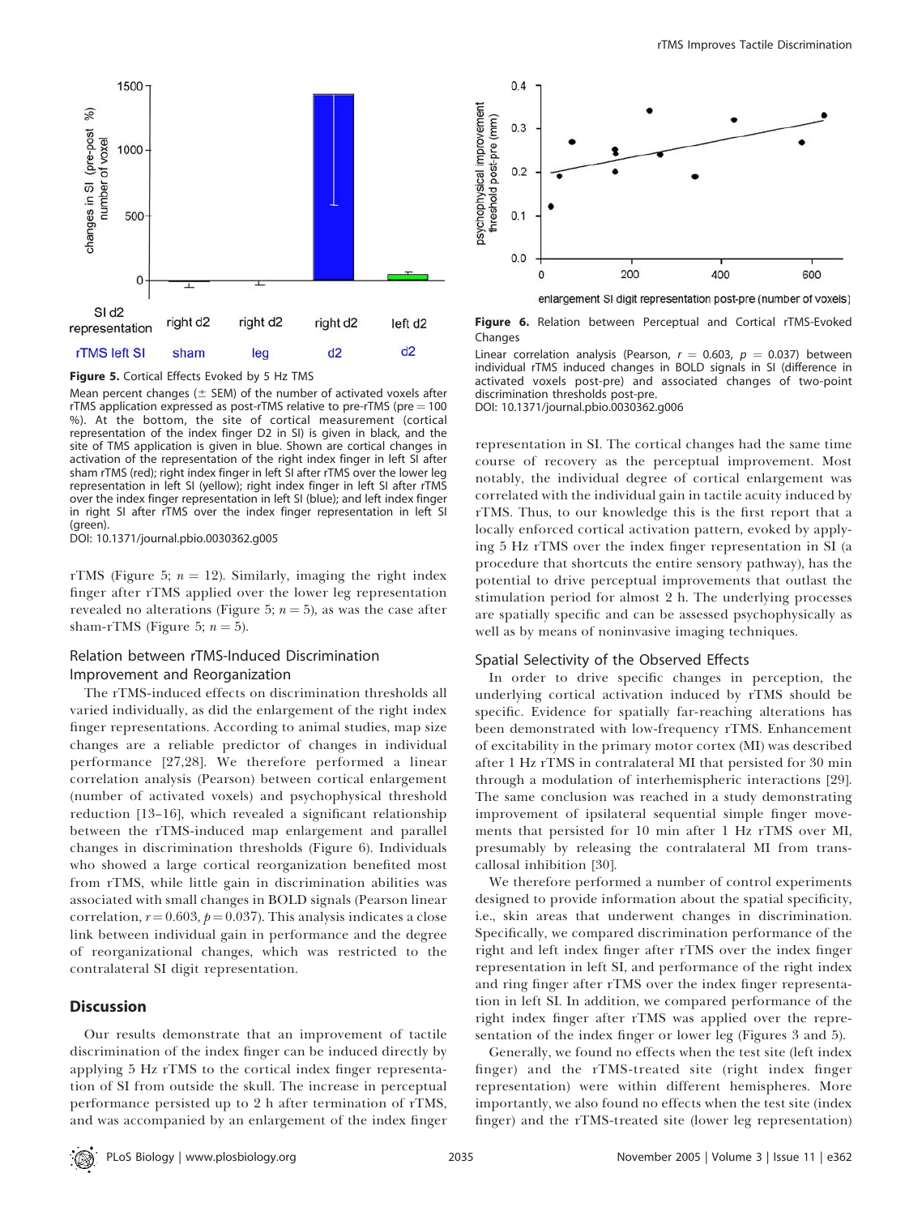**Figure 5.** Cortical Effects Evoked by 5 Hz TMS

Mean percent changes (± SEM) of the number of activated voxels after rTMS application expressed as post-rTMS relative to pre-rTMS (pre = 100 %). At the bottom, the site of cortical measurement (cortical representation of the index finger D2 in SI) is given in black, and the site of TMS application is given in blue. Shown are cortical changes in activation of the representation of the right index finger in left SI after sham rTMS (red); right index finger in left SI after rTMS over the lower leg representation in left SI (yellow); right index finger in left SI after rTMS over the index finger representation in left SI (blue); and left index finger in right SI after rTMS over the index finger representation in left SI (green).

DOI: 10.1371/journal.pbio.0030362.g005

**Figure 6.** Relation between Perceptual and Cortical rTMS-Evoked Changes

Linear correlation analysis (Pearson, $r = 0.603$, $p = 0.037$) between individual rTMS induced changes in BOLD signals in SI (difference in activated voxels post-pre) and associated changes of two-point discrimination thresholds post-pre.

DOI: 10.1371/journal.pbio.0030362.g006

rTMS (Figure 5; $n = 12$). Similarly, imaging the right index finger after rTMS applied over the lower leg representation revealed no alterations (Figure 5; $n = 5$), as was the case after sham-rTMS (Figure 5; $n = 5$).

## Relation between rTMS-Induced Discrimination Improvement and Reorganization

The rTMS-induced effects on discrimination thresholds all varied individually, as did the enlargement of the right index finger representations. According to animal studies, map size changes are a reliable predictor of changes in individual performance [27,28]. We therefore performed a linear correlation analysis (Pearson) between cortical enlargement (number of activated voxels) and psychophysical threshold reduction [13–16], which revealed a significant relationship between the rTMS-induced map enlargement and parallel changes in discrimination thresholds (Figure 6). Individuals who showed a large cortical reorganization benefited most from rTMS, while little gain in discrimination abilities was associated with small changes in BOLD signals (Pearson linear correlation, $r = 0.603$, $p = 0.037$). This analysis indicates a close link between individual gain in performance and the degree of reorganizational changes, which was restricted to the contralateral SI digit representation.

# Discussion

Our results demonstrate that an improvement of tactile discrimination of the index finger can be induced directly by applying 5 Hz rTMS to the cortical index finger representation of SI from outside the skull. The increase in perceptual performance persisted up to 2 h after termination of rTMS, and was accompanied by an enlargement of the index finger representation in SI. The cortical changes had the same time course of recovery as the perceptual improvement. Most notably, the individual degree of cortical enlargement was correlated with the individual gain in tactile acuity induced by rTMS. Thus, to our knowledge this is the first report that a locally enforced cortical activation pattern, evoked by applying 5 Hz rTMS over the index finger representation in SI (a procedure that shortcuts the entire sensory pathway), has the potential to drive perceptual improvements that outlast the stimulation period for almost 2 h. The underlying processes are spatially specific and can be assessed psychophysically as well as by means of noninvasive imaging techniques.

## Spatial Selectivity of the Observed Effects

In order to drive specific changes in perception, the underlying cortical activation induced by rTMS should be specific. Evidence for spatially far-reaching alterations has been demonstrated with low-frequency rTMS. Enhancement of excitability in the primary motor cortex (MI) was described after 1 Hz rTMS in contralateral MI that persisted for 30 min through a modulation of interhemispheric interactions [29]. The same conclusion was reached in a study demonstrating improvement of ipsilateral sequential simple finger movements that persisted for 10 min after 1 Hz rTMS over MI, presumably by releasing the contralateral MI from transcallosal inhibition [30].

We therefore performed a number of control experiments designed to provide information about the spatial specificity, i.e., skin areas that underwent changes in discrimination. Specifically, we compared discrimination performance of the right and left index finger after rTMS over the index finger representation in left SI, and performance of the right index and ring finger after rTMS over the index finger representation in left SI. In addition, we compared performance of the right index finger after rTMS was applied over the representation of the index finger or lower leg (Figures 3 and 5).

Generally, we found no effects when the test site (left index finger) and the rTMS-treated site (right index finger representation) were within different hemispheres. More importantly, we also found no effects when the test site (index finger) and the rTMS-treated site (lower leg representation)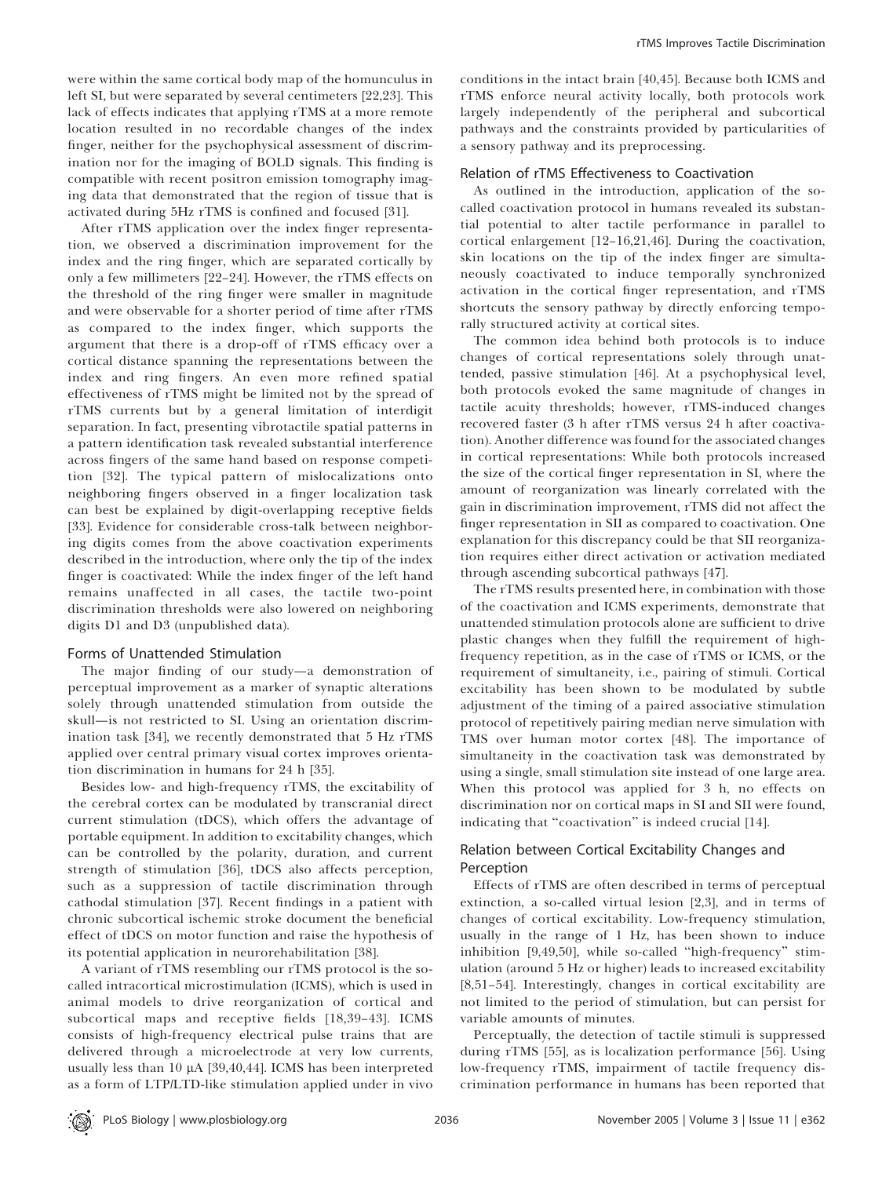were within the same cortical body map of the homunculus in left SI, but were separated by several centimeters [22,23]. This lack of effects indicates that applying rTMS at a more remote location resulted in no recordable changes of the index finger, neither for the psychophysical assessment of discrimination nor for the imaging of BOLD signals. This finding is compatible with recent positron emission tomography imaging data that demonstrated that the region of tissue that is activated during 5Hz rTMS is confined and focused [31].

After rTMS application over the index finger representation, we observed a discrimination improvement for the index and the ring finger, which are separated cortically by only a few millimeters [22–24]. However, the rTMS effects on the threshold of the ring finger were smaller in magnitude and were observable for a shorter period of time after rTMS as compared to the index finger, which supports the argument that there is a drop-off of rTMS efficacy over a cortical distance spanning the representations between the index and ring fingers. An even more refined spatial effectiveness of rTMS might be limited not by the spread of rTMS currents but by a general limitation of interdigit separation. In fact, presenting vibrotactile spatial patterns in a pattern identification task revealed substantial interference across fingers of the same hand based on response competition [32]. The typical pattern of mislocalizations onto neighboring fingers observed in a finger localization task can best be explained by digit-overlapping receptive fields [33]. Evidence for considerable cross-talk between neighboring digits comes from the above coactivation experiments described in the introduction, where only the tip of the index finger is coactivated: While the index finger of the left hand remains unaffected in all cases, the tactile two-point discrimination thresholds were also lowered on neighboring digits D1 and D3 (unpublished data).

## Forms of Unattended Stimulation

The major finding of our study—a demonstration of perceptual improvement as a marker of synaptic alterations solely through unattended stimulation from outside the skull—is not restricted to SI. Using an orientation discrimination task [34], we recently demonstrated that 5 Hz rTMS applied over central primary visual cortex improves orientation discrimination in humans for 24 h [35].

Besides low- and high-frequency rTMS, the excitability of the cerebral cortex can be modulated by transcranial direct current stimulation (tDCS), which offers the advantage of portable equipment. In addition to excitability changes, which can be controlled by the polarity, duration, and current strength of stimulation [36], tDCS also affects perception, such as a suppression of tactile discrimination through cathodal stimulation [37]. Recent findings in a patient with chronic subcortical ischemic stroke document the beneficial effect of tDCS on motor function and raise the hypothesis of its potential application in neurorehabilitation [38].

A variant of rTMS resembling our rTMS protocol is the so-called intracortical microstimulation (ICMS), which is used in animal models to drive reorganization of cortical and subcortical maps and receptive fields [18,39–43]. ICMS consists of high-frequency electrical pulse trains that are delivered through a microelectrode at very low currents, usually less than 10 μA [39,40,44]. ICMS has been interpreted as a form of LTP/LTD-like stimulation applied under in vivo conditions in the intact brain [40,45]. Because both ICMS and rTMS enforce neural activity locally, both protocols work largely independently of the peripheral and subcortical pathways and the constraints provided by particularities of a sensory pathway and its preprocessing.

## Relation of rTMS Effectiveness to Coactivation

As outlined in the introduction, application of the so-called coactivation protocol in humans revealed its substantial potential to alter tactile performance in parallel to cortical enlargement [12–16,21,46]. During the coactivation, skin locations on the tip of the index finger are simultaneously coactivated to induce temporally synchronized activation in the cortical finger representation, and rTMS shortcuts the sensory pathway by directly enforcing temporally structured activity at cortical sites.

The common idea behind both protocols is to induce changes of cortical representations solely through unattended, passive stimulation [46]. At a psychophysical level, both protocols evoked the same magnitude of changes in tactile acuity thresholds; however, rTMS-induced changes recovered faster (3 h after rTMS versus 24 h after coactivation). Another difference was found for the associated changes in cortical representations: While both protocols increased the size of the cortical finger representation in SI, where the amount of reorganization was linearly correlated with the gain in discrimination improvement, rTMS did not affect the finger representation in SII as compared to coactivation. One explanation for this discrepancy could be that SII reorganization requires either direct activation or activation mediated through ascending subcortical pathways [47].

The rTMS results presented here, in combination with those of the coactivation and ICMS experiments, demonstrate that unattended stimulation protocols alone are sufficient to drive plastic changes when they fulfill the requirement of high-frequency repetition, as in the case of rTMS or ICMS, or the requirement of simultaneity, i.e., pairing of stimuli. Cortical excitability has been shown to be modulated by subtle adjustment of the timing of a paired associative stimulation protocol of repetitively pairing median nerve simulation with TMS over human motor cortex [48]. The importance of simultaneity in the coactivation task was demonstrated by using a single, small stimulation site instead of one large area. When this protocol was applied for 3 h, no effects on discrimination nor on cortical maps in SI and SII were found, indicating that "coactivation" is indeed crucial [14].

## Relation between Cortical Excitability Changes and Perception

Effects of rTMS are often described in terms of perceptual extinction, a so-called virtual lesion [2,3], and in terms of changes of cortical excitability. Low-frequency stimulation, usually in the range of 1 Hz, has been shown to induce inhibition [9,49,50], while so-called "high-frequency" stimulation (around 5 Hz or higher) leads to increased excitability [8,51–54]. Interestingly, changes in cortical excitability are not limited to the period of stimulation, but can persist for variable amounts of minutes.

Perceptually, the detection of tactile stimuli is suppressed during rTMS [55], as is localization performance [56]. Using low-frequency rTMS, impairment of tactile frequency discrimination performance in humans has been reported that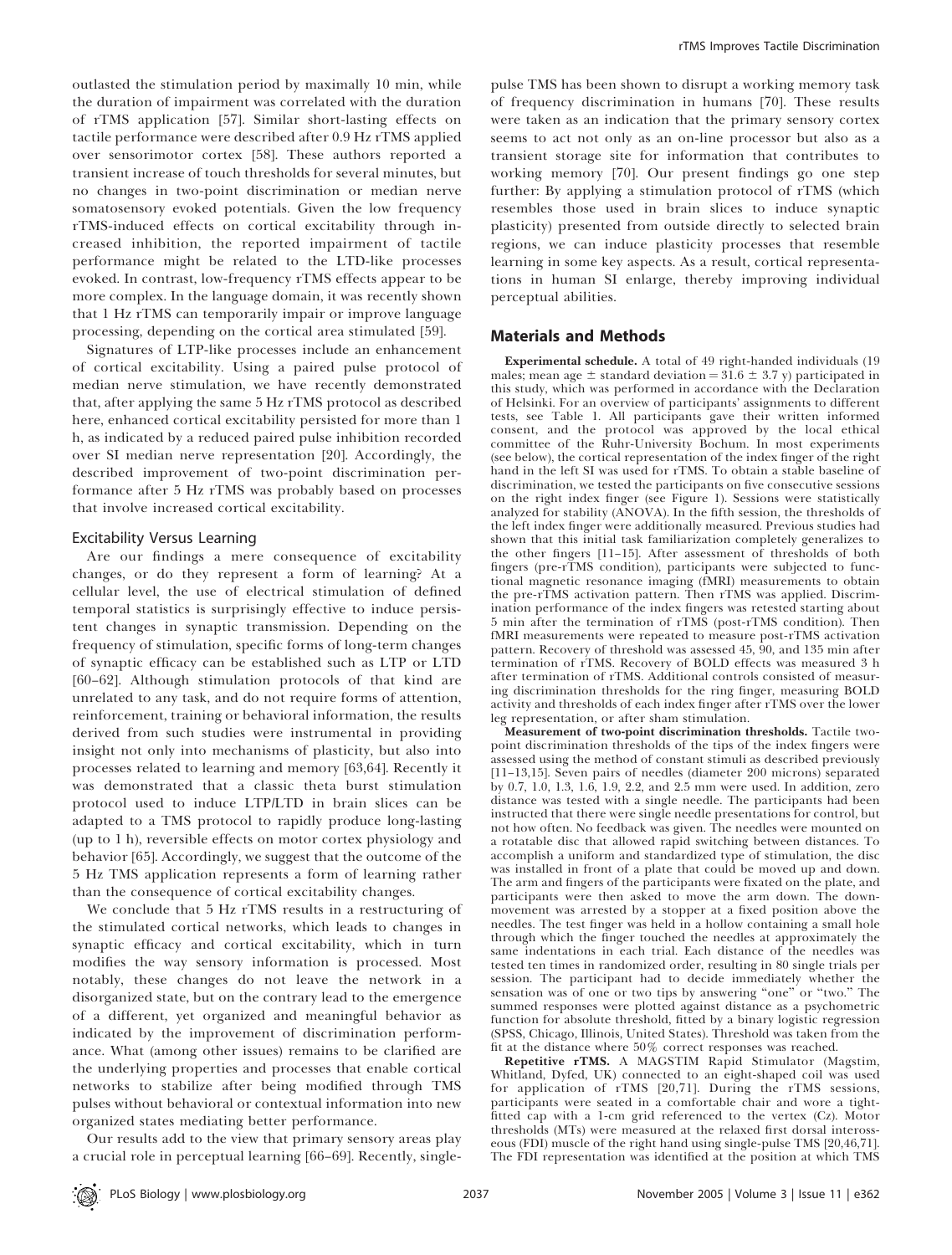outlasted the stimulation period by maximally 10 min, while the duration of impairment was correlated with the duration of rTMS application [57]. Similar short-lasting effects on tactile performance were described after 0.9 Hz rTMS applied over sensorimotor cortex [58]. These authors reported a transient increase of touch thresholds for several minutes, but no changes in two-point discrimination or median nerve somatosensory evoked potentials. Given the low frequency rTMS-induced effects on cortical excitability through increased inhibition, the reported impairment of tactile performance might be related to the LTD-like processes evoked. In contrast, low-frequency rTMS effects appear to be more complex. In the language domain, it was recently shown that 1 Hz rTMS can temporarily impair or improve language processing, depending on the cortical area stimulated [59].

Signatures of LTP-like processes include an enhancement of cortical excitability. Using a paired pulse protocol of median nerve stimulation, we have recently demonstrated that, after applying the same 5 Hz rTMS protocol as described here, enhanced cortical excitability persisted for more than 1 h, as indicated by a reduced paired pulse inhibition recorded over SI median nerve representation [20]. Accordingly, the described improvement of two-point discrimination performance after 5 Hz rTMS was probably based on processes that involve increased cortical excitability.

### Excitability Versus Learning

Are our findings a mere consequence of excitability changes, or do they represent a form of learning? At a cellular level, the use of electrical stimulation of defined temporal statistics is surprisingly effective to induce persistent changes in synaptic transmission. Depending on the frequency of stimulation, specific forms of long-term changes of synaptic efficacy can be established such as LTP or LTD [60–62]. Although stimulation protocols of that kind are unrelated to any task, and do not require forms of attention, reinforcement, training or behavioral information, the results derived from such studies were instrumental in providing insight not only into mechanisms of plasticity, but also into processes related to learning and memory [63,64]. Recently it was demonstrated that a classic theta burst stimulation protocol used to induce LTP/LTD in brain slices can be adapted to a TMS protocol to rapidly produce long-lasting (up to 1 h), reversible effects on motor cortex physiology and behavior [65]. Accordingly, we suggest that the outcome of the 5 Hz TMS application represents a form of learning rather than the consequence of cortical excitability changes.

We conclude that 5 Hz rTMS results in a restructuring of the stimulated cortical networks, which leads to changes in synaptic efficacy and cortical excitability, which in turn modifies the way sensory information is processed. Most notably, these changes do not leave the network in a disorganized state, but on the contrary lead to the emergence of a different, yet organized and meaningful behavior as indicated by the improvement of discrimination performance. What (among other issues) remains to be clarified are the underlying properties and processes that enable cortical networks to stabilize after being modified through TMS pulses without behavioral or contextual information into new organized states mediating better performance.

Our results add to the view that primary sensory areas play a crucial role in perceptual learning [66–69]. Recently, single-pulse TMS has been shown to disrupt a working memory task of frequency discrimination in humans [70]. These results were taken as an indication that the primary sensory cortex seems to act not only as an on-line processor but also as a transient storage site for information that contributes to working memory [70]. Our present findings go one step further: By applying a stimulation protocol of rTMS (which resembles those used in brain slices to induce synaptic plasticity) presented from outside directly to selected brain regions, we can induce plasticity processes that resemble learning in some key aspects. As a result, cortical representations in human SI enlarge, thereby improving individual perceptual abilities.

## Materials and Methods

**Experimental schedule.** A total of 49 right-handed individuals (19 males; mean age $\pm$ standard deviation = $31.6 \pm 3.7$ y) participated in this study, which was performed in accordance with the Declaration of Helsinki. For an overview of participants' assignments to different tests, see Table 1. All participants gave their written informed consent, and the protocol was approved by the local ethical committee of the Ruhr-University Bochum. In most experiments (see below), the cortical representation of the index finger of the right hand in the left SI was used for rTMS. To obtain a stable baseline of discrimination, we tested the participants on five consecutive sessions on the right index finger (see Figure 1). Sessions were statistically analyzed for stability (ANOVA). In the fifth session, the thresholds of the left index finger were additionally measured. Previous studies had shown that this initial task familiarization completely generalizes to the other fingers [11–15]. After assessment of thresholds of both fingers (pre-rTMS condition), participants were subjected to functional magnetic resonance imaging (fMRI) measurements to obtain the pre-rTMS activation pattern. Then rTMS was applied. Discrimination performance of the index fingers was retested starting about 5 min after the termination of rTMS (post-rTMS condition). Then fMRI measurements were repeated to measure post-rTMS activation pattern. Recovery of threshold was assessed 45, 90, and 135 min after termination of rTMS. Recovery of BOLD effects was measured 3 h after termination of rTMS. Additional controls consisted of measuring discrimination thresholds for the ring finger, measuring BOLD activity and thresholds of each index finger after rTMS over the lower leg representation, or after sham stimulation.

**Measurement of two-point discrimination thresholds.** Tactile two-point discrimination thresholds of the tips of the index fingers were assessed using the method of constant stimuli as described previously [11–13,15]. Seven pairs of needles (diameter 200 microns) separated by 0.7, 1.0, 1.3, 1.6, 1.9, 2.2, and 2.5 mm were used. In addition, zero distance was tested with a single needle. The participants had been instructed that there were single needle presentations for control, but not how often. No feedback was given. The needles were mounted on a rotatable disc that allowed rapid switching between distances. To accomplish a uniform and standardized type of stimulation, the disc was installed in front of a plate that could be moved up and down. The arm and fingers of the participants were fixated on the plate, and participants were then asked to move the arm down. The down-movement was arrested by a stopper at a fixed position above the needles. The test finger was held in a hollow containing a small hole through which the finger touched the needles at approximately the same indentations in each trial. Each distance of the needles was tested ten times in randomized order, resulting in 80 single trials per session. The participant had to decide immediately whether the sensation was of one or two tips by answering "one" or "two." The summed responses were plotted against distance as a psychometric function for absolute threshold, fitted by a binary logistic regression (SPSS, Chicago, Illinois, United States). Threshold was taken from the fit at the distance where 50% correct responses was reached.

**Repetitive rTMS.** A MAGSTIM Rapid Stimulator (Magstim, Whitland, Dyfed, UK) connected to an eight-shaped coil was used for application of rTMS [20,71]. During the rTMS sessions, participants were seated in a comfortable chair and wore a tight-fitted cap with a 1-cm grid referenced to the vertex (Cz). Motor thresholds (MTs) were measured at the relaxed first dorsal interosseous (FDI) muscle of the right hand using single-pulse TMS [20,46,71]. The FDI representation was identified at the position at which TMS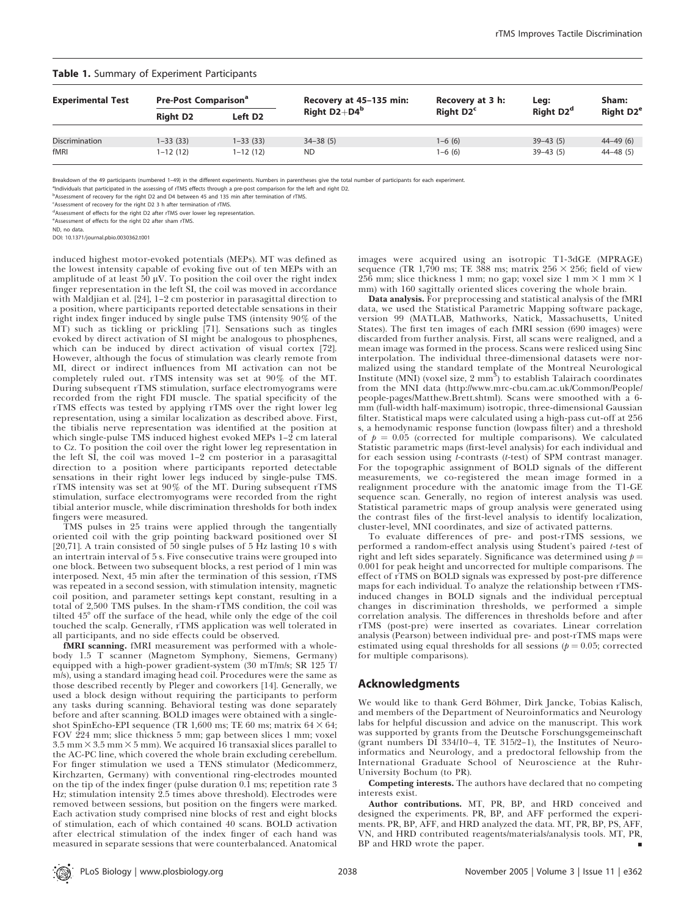**Table 1.** Summary of Experiment Participants

| Experimental Test | Pre-Post Comparison[a] | | Recovery at 45–135 min: Right D2+D4[b] | Recovery at 3 h: Right D2[c] | Leg: Right D2[d] | Sham: Right D2[e] |
|---|---|---|---|---|---|---|
| | Right D2 | Left D2 | | | | |
| Discrimination | 1–33 (33) | 1–33 (33) | 34–38 (5) | 1–6 (6) | 39–43 (5) | 44–49 (6) |
| fMRI | 1–12 (12) | 1–12 (12) | ND | 1–6 (6) | 39–43 (5) | 44–48 (5) |

Breakdown of the 49 participants (numbered 1–49) in the different experiments. Numbers in parentheses give the total number of participants for each experiment.
[a]Individuals that participated in the assessing of rTMS effects through a pre-post comparison for the left and right D2.
[b]Assessment of recovery for the right D2 and D4 between 45 and 135 min after termination of rTMS.
[c]Assessment of recovery for the right D2 3 h after termination of rTMS.
[d]Assessment of effects for the right D2 after rTMS over lower leg representation.
[e]Assessment of effects for the right D2 after sham rTMS.
ND, no data.
DOI: 10.1371/journal.pbio.0030362.t001

induced highest motor-evoked potentials (MEPs). MT was defined as the lowest intensity capable of evoking five out of ten MEPs with an amplitude of at least 50 μV. To position the coil over the right index finger representation in the left SI, the coil was moved in accordance with Maldjian et al. [24], 1–2 cm posterior in parasagittal direction to a position, where participants reported detectable sensations in their right index finger induced by single pulse TMS (intensity 90% of the MT) such as tickling or prickling [71]. Sensations such as tingles evoked by direct activation of SI might be analogous to phosphenes, which can be induced by direct activation of visual cortex [72]. However, although the focus of stimulation was clearly remote from MI, direct or indirect influences from MI activation can not be completely ruled out. rTMS intensity was set at 90% of the MT. During subsequent rTMS stimulation, surface electromyograms were recorded from the right FDI muscle. The spatial specificity of the rTMS effects was tested by applying rTMS over the right lower leg representation, using a similar localization as described above. First, the tibialis nerve representation was identified at the position at which single-pulse TMS induced highest evoked MEPs 1–2 cm lateral to Cz. To position the coil over the right lower leg representation in the left SI, the coil was moved 1–2 cm posterior in a parasagittal direction to a position where participants reported detectable sensations in their right lower legs induced by single-pulse TMS. rTMS intensity was set at 90% of the MT. During subsequent rTMS stimulation, surface electromyograms were recorded from the right tibial anterior muscle, while discrimination thresholds for both index fingers were measured.

TMS pulses in 25 trains were applied through the tangentially oriented coil with the grip pointing backward positioned over SI [20,71]. A train consisted of 50 single pulses of 5 Hz lasting 10 s with an intertrain interval of 5 s. Five consecutive trains were grouped into one block. Between two subsequent blocks, a rest period of 1 min was interposed. Next, 45 min after the termination of this session, rTMS was repeated in a second session, with stimulation intensity, magnetic coil position, and parameter settings kept constant, resulting in a total of 2,500 TMS pulses. In the sham-rTMS condition, the coil was tilted 45° off the surface of the head, while only the edge of the coil touched the scalp. Generally, rTMS application was well tolerated in all participants, and no side effects could be observed.

**fMRI scanning.** fMRI measurement was performed with a whole-body 1.5 T scanner (Magnetom Symphony, Siemens, Germany) equipped with a high-power gradient-system (30 mT/m/s; SR 125 T/m/s), using a standard imaging head coil. Procedures were the same as those described recently by Pleger and coworkers [14]. Generally, we used a block design without requiring the participants to perform any tasks during scanning. Behavioral testing was done separately before and after scanning. BOLD images were obtained with a single-shot SpinEcho-EPI sequence (TR 1,600 ms; TE 60 ms; matrix $64 \times 64$; FOV 224 mm; slice thickness 5 mm; gap between slices 1 mm; voxel $3.5 \text{ mm} \times 3.5 \text{ mm} \times 5$ mm). We acquired 16 transaxial slices parallel to the AC-PC line, which covered the whole brain excluding cerebellum. For finger stimulation we used a TENS stimulator (Medicommerz, Kirchzarten, Germany) with conventional ring-electrodes mounted on the tip of the index finger (pulse duration 0.1 ms; repetition rate 3 Hz; stimulation intensity 2.5 times above threshold). Electrodes were removed between sessions, but position on the fingers were marked. Each activation study comprised nine blocks of rest and eight blocks of stimulation, each of which contained 40 scans. BOLD activation after electrical stimulation of the index finger of each hand was measured in separate sessions that were counterbalanced. Anatomical images were acquired using an isotropic T1-3dGE (MPRAGE) sequence (TR 1,790 ms; TE 388 ms; matrix $256 \times 256$; field of view 256 mm; slice thickness 1 mm; no gap; voxel size $1 \text{ mm} \times 1 \text{ mm} \times 1$ mm) with 160 sagittally oriented slices covering the whole brain.

**Data analysis.** For preprocessing and statistical analysis of the fMRI data, we used the Statistical Parametric Mapping software package, version 99 (MATLAB, Mathworks, Natick, Massachusetts, United States). The first ten images of each fMRI session (690 images) were discarded from further analysis. First, all scans were realigned, and a mean image was formed in the process. Scans were resliced using Sinc interpolation. The individual three-dimensional datasets were normalized using the standard template of the Montreal Neurological Institute (MNI) (voxel size, 2 $\text{mm}^3$) to establish Talairach coordinates from the MNI data (http://www.mrc-cbu.cam.ac.uk/Common/People/people-pages/Matthew.Brett.shtml). Scans were smoothed with a 6-mm (full-width half-maximum) isotropic, three-dimensional Gaussian filter. Statistical maps were calculated using a high-pass cut-off at 256 s, a hemodynamic response function (lowpass filter) and a threshold of $p = 0.05$ (corrected for multiple comparisons). We calculated Statistic parametric maps (first-level analysis) for each individual and for each session using *t*-contrasts (*t*-test) of SPM contrast manager. For the topographic assignment of BOLD signals of the different measurements, we co-registered the mean image formed in a realignment procedure with the anatomic image from the T1-GE sequence scan. Generally, no region of interest analysis was used. Statistical parametric maps of group analysis were generated using the contrast files of the first-level analysis to identify localization, cluster-level, MNI coordinates, and size of activated patterns.

To evaluate differences of pre- and post-rTMS sessions, we performed a random-effect analysis using Student's paired *t*-test of right and left sides separately. Significance was determined using $p = 0.001$ for peak height and uncorrected for multiple comparisons. The effect of rTMS on BOLD signals was expressed by post-pre difference maps for each individual. To analyze the relationship between rTMS-induced changes in BOLD signals and the individual perceptual changes in discrimination thresholds, we performed a simple correlation analysis. The differences in thresholds before and after rTMS (post-pre) were inserted as covariates. Linear correlation analysis (Pearson) between individual pre- and post-rTMS maps were estimated using equal thresholds for all sessions ($p = 0.05$; corrected for multiple comparisons).

## Acknowledgments

We would like to thank Gerd Böhmer, Dirk Jancke, Tobias Kalisch, and members of the Department of Neuroinformatics and Neurology labs for helpful discussion and advice on the manuscript. This work was supported by grants from the Deutsche Forschungsgemeinschaft (grant numbers DI 334/10–4, TE 315/2–1), the Institutes of Neuroinformatics and Neurology, and a predoctoral fellowship from the International Graduate School of Neuroscience at the Ruhr-University Bochum (to PR).

**Competing interests.** The authors have declared that no competing interests exist.

**Author contributions.** MT, PR, BP, and HRD conceived and designed the experiments. PR, BP, and AFF performed the experiments. PR, BP, AFF, and HRD analyzed the data. MT, PR, BP, PS, AFF, VN, and HRD contributed reagents/materials/analysis tools. MT, PR, BP and HRD wrote the paper.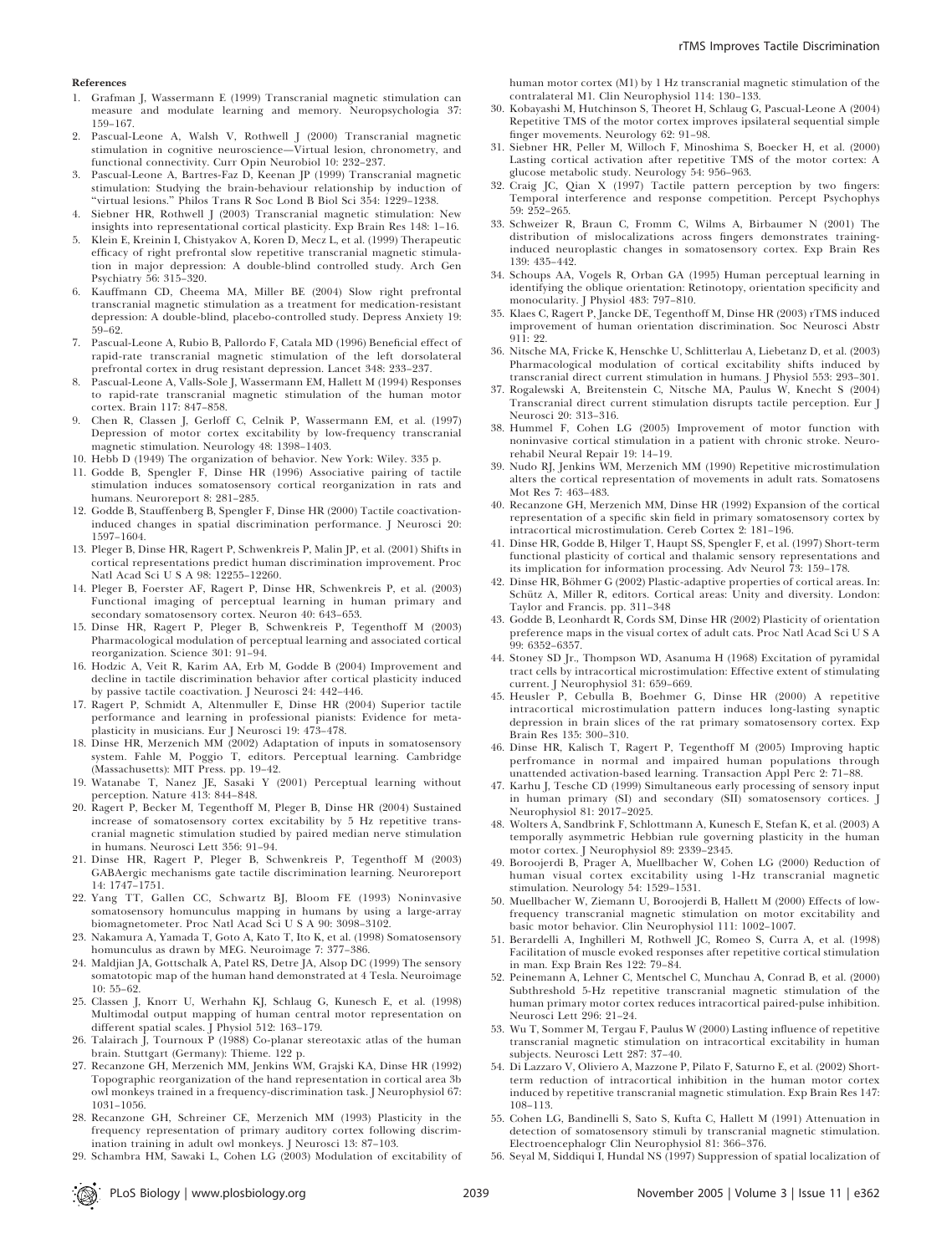## References

1. Grafman J, Wassermann E (1999) Transcranial magnetic stimulation can measure and modulate learning and memory. Neuropsychologia 37: 159–167.
2. Pascual-Leone A, Walsh V, Rothwell J (2000) Transcranial magnetic stimulation in cognitive neuroscience—Virtual lesion, chronometry, and functional connectivity. Curr Opin Neurobiol 10: 232–237.
3. Pascual-Leone A, Bartres-Faz D, Keenan JP (1999) Transcranial magnetic stimulation: Studying the brain-behaviour relationship by induction of "virtual lesions." Philos Trans R Soc Lond B Biol Sci 354: 1229–1238.
4. Siebner HR, Rothwell J (2003) Transcranial magnetic stimulation: New insights into representational cortical plasticity. Exp Brain Res 148: 1–16.
5. Klein E, Kreinin I, Chistyakov A, Koren D, Mecz L, et al. (1999) Therapeutic efficacy of right prefrontal slow repetitive transcranial magnetic stimulation in major depression: A double-blind controlled study. Arch Gen Psychiatry 56: 315–320.
6. Kauffmann CD, Cheema MA, Miller BE (2004) Slow right prefrontal transcranial magnetic stimulation as a treatment for medication-resistant depression: A double-blind, placebo-controlled study. Depress Anxiety 19: 59–62.
7. Pascual-Leone A, Rubio B, Pallordo F, Catala MD (1996) Beneficial effect of rapid-rate transcranial magnetic stimulation of the left dorsolateral prefrontal cortex in drug resistant depression. Lancet 348: 233–237.
8. Pascual-Leone A, Valls-Sole J, Wassermann EM, Hallett M (1994) Responses to rapid-rate transcranial magnetic stimulation of the human motor cortex. Brain 117: 847–858.
9. Chen R, Classen J, Gerloff C, Celnik P, Wassermann EM, et al. (1997) Depression of motor cortex excitability by low-frequency transcranial magnetic stimulation. Neurology 48: 1398–1403.
10. Hebb D (1949) The organization of behavior. New York: Wiley. 335 p.
11. Godde B, Spengler F, Dinse HR (1996) Associative pairing of tactile stimulation induces somatosensory cortical reorganization in rats and humans. Neuroreport 8: 281–285.
12. Godde B, Stauffenberg B, Spengler F, Dinse HR (2000) Tactile coactivation-induced changes in spatial discrimination performance. J Neurosci 20: 1597–1604.
13. Pleger B, Dinse HR, Ragert P, Schwenkreis P, Malin JP, et al. (2001) Shifts in cortical representations predict human discrimination improvement. Proc Natl Acad Sci U S A 98: 12255–12260.
14. Pleger B, Foerster AF, Ragert P, Dinse HR, Schwenkreis P, et al. (2003) Functional imaging of perceptual learning in human primary and secondary somatosensory cortex. Neuron 40: 643–653.
15. Dinse HR, Ragert P, Pleger B, Schwenkreis P, Tegenthoff M (2003) Pharmacological modulation of perceptual learning and associated cortical reorganization. Science 301: 91–94.
16. Hodzic A, Veit R, Karim AA, Erb M, Godde B (2004) Improvement and decline in tactile discrimination behavior after cortical plasticity induced by passive tactile coactivation. J Neurosci 24: 442–446.
17. Ragert P, Schmidt A, Altenmuller E, Dinse HR (2004) Superior tactile performance and learning in professional pianists: Evidence for meta-plasticity in musicians. Eur J Neurosci 19: 473–478.
18. Dinse HR, Merzenich MM (2002) Adaptation of inputs in somatosensory system. Fahle M, Poggio T, editors. Perceptual learning. Cambridge (Massachusetts): MIT Press. pp. 19–42.
19. Watanabe T, Nanez JE, Sasaki Y (2001) Perceptual learning without perception. Nature 413: 844–848.
20. Ragert P, Becker M, Tegenthoff M, Pleger B, Dinse HR (2004) Sustained increase of somatosensory cortex excitability by 5 Hz repetitive transcranial magnetic stimulation studied by paired median nerve stimulation in humans. Neurosci Lett 356: 91–94.
21. Dinse HR, Ragert P, Pleger B, Schwenkreis P, Tegenthoff M (2003) GABAergic mechanisms gate tactile discrimination learning. Neuroreport 14: 1747–1751.
22. Yang TT, Gallen CC, Schwartz BJ, Bloom FE (1993) Noninvasive somatosensory homunculus mapping in humans by using a large-array biomagnetometer. Proc Natl Acad Sci U S A 90: 3098–3102.
23. Nakamura A, Yamada T, Goto A, Kato T, Ito K, et al. (1998) Somatosensory homunculus as drawn by MEG. Neuroimage 7: 377–386.
24. Maldjian JA, Gottschalk A, Patel RS, Detre JA, Alsop DC (1999) The sensory somatotopic map of the human hand demonstrated at 4 Tesla. Neuroimage 10: 55–62.
25. Classen J, Knorr U, Werhahn KJ, Schlaug G, Kunesch E, et al. (1998) Multimodal output mapping of human central motor representation on different spatial scales. J Physiol 512: 163–179.
26. Talairach J, Tournoux P (1988) Co-planar stereotaxic atlas of the human brain. Stuttgart (Germany): Thieme. 122 p.
27. Recanzone GH, Merzenich MM, Jenkins WM, Grajski KA, Dinse HR (1992) Topographic reorganization of the hand representation in cortical area 3b owl monkeys trained in a frequency-discrimination task. J Neurophysiol 67: 1031–1056.
28. Recanzone GH, Schreiner CE, Merzenich MM (1993) Plasticity in the frequency representation of primary auditory cortex following discrimination training in adult owl monkeys. J Neurosci 13: 87–103.
29. Schambra HM, Sawaki L, Cohen LG (2003) Modulation of excitability of human motor cortex (M1) by 1 Hz transcranial magnetic stimulation of the contralateral M1. Clin Neurophysiol 114: 130–133.
30. Kobayashi M, Hutchinson S, Theoret H, Schlaug G, Pascual-Leone A (2004) Repetitive TMS of the motor cortex improves ipsilateral sequential simple finger movements. Neurology 62: 91–98.
31. Siebner HR, Peller M, Willoch F, Minoshima S, Boecker H, et al. (2000) Lasting cortical activation after repetitive TMS of the motor cortex: A glucose metabolic study. Neurology 54: 956–963.
32. Craig JC, Qian X (1997) Tactile pattern perception by two fingers: Temporal interference and response competition. Percept Psychophys 59: 252–265.
33. Schweizer R, Braun C, Fromm C, Wilms A, Birbaumer N (2001) The distribution of mislocalizations across fingers demonstrates training-induced neuroplastic changes in somatosensory cortex. Exp Brain Res 139: 435–442.
34. Schoups AA, Vogels R, Orban GA (1995) Human perceptual learning in identifying the oblique orientation: Retinotopy, orientation specificity and monocularity. J Physiol 483: 797–810.
35. Klaes C, Ragert P, Jancke DE, Tegenthoff M, Dinse HR (2003) rTMS induced improvement of human orientation discrimination. Soc Neurosci Abstr 911: 22.
36. Nitsche MA, Fricke K, Henschke U, Schlitterlau A, Liebetanz D, et al. (2003) Pharmacological modulation of cortical excitability shifts induced by transcranial direct current stimulation in humans. J Physiol 553: 293–301.
37. Rogalewski A, Breitenstein C, Nitsche MA, Paulus W, Knecht S (2004) Transcranial direct current stimulation disrupts tactile perception. Eur J Neurosci 20: 313–316.
38. Hummel F, Cohen LG (2005) Improvement of motor function with noninvasive cortical stimulation in a patient with chronic stroke. Neurorehabil Neural Repair 19: 14–19.
39. Nudo RJ, Jenkins WM, Merzenich MM (1990) Repetitive microstimulation alters the cortical representation of movements in adult rats. Somatosens Mot Res 7: 463–483.
40. Recanzone GH, Merzenich MM, Dinse HR (1992) Expansion of the cortical representation of a specific skin field in primary somatosensory cortex by intracortical microstimulation. Cereb Cortex 2: 181–196.
41. Dinse HR, Godde B, Hilger T, Haupt SS, Spengler F, et al. (1997) Short-term functional plasticity of cortical and thalamic sensory representations and its implication for information processing. Adv Neurol 73: 159–178.
42. Dinse HR, Böhmer G (2002) Plastic-adaptive properties of cortical areas. In: Schütz A, Miller R, editors. Cortical areas: Unity and diversity. London: Taylor and Francis. pp. 311–348
43. Godde B, Leonhardt R, Cords SM, Dinse HR (2002) Plasticity of orientation preference maps in the visual cortex of adult cats. Proc Natl Acad Sci U S A 99: 6352–6357.
44. Stoney SD Jr., Thompson WD, Asanuma H (1968) Excitation of pyramidal tract cells by intracortical microstimulation: Effective extent of stimulating current. J Neurophysiol 31: 659–669.
45. Heusler P, Cebulla B, Boehmer G, Dinse HR (2000) A repetitive intracortical microstimulation pattern induces long-lasting synaptic depression in brain slices of the rat primary somatosensory cortex. Exp Brain Res 135: 300–310.
46. Dinse HR, Kalisch T, Ragert P, Tegenthoff M (2005) Improving haptic perfromance in normal and impaired human populations through unattended activation-based learning. Transaction Appl Perc 2: 71–88.
47. Karhu J, Tesche CD (1999) Simultaneous early processing of sensory input in human primary (SI) and secondary (SII) somatosensory cortices. J Neurophysiol 81: 2017–2025.
48. Wolters A, Sandbrink F, Schlottmann A, Kunesch E, Stefan K, et al. (2003) A temporally asymmetric Hebbian rule governing plasticity in the human motor cortex. J Neurophysiol 89: 2339–2345.
49. Boroojerdi B, Prager A, Muellbacher W, Cohen LG (2000) Reduction of human visual cortex excitability using 1-Hz transcranial magnetic stimulation. Neurology 54: 1529–1531.
50. Muellbacher W, Ziemann U, Boroojerdi B, Hallett M (2000) Effects of low-frequency transcranial magnetic stimulation on motor excitability and basic motor behavior. Clin Neurophysiol 111: 1002–1007.
51. Berardelli A, Inghilleri M, Rothwell JC, Romeo S, Curra A, et al. (1998) Facilitation of muscle evoked responses after repetitive cortical stimulation in man. Exp Brain Res 122: 79–84.
52. Peinemann A, Lehner C, Mentschel C, Munchau A, Conrad B, et al. (2000) Subthreshold 5-Hz repetitive transcranial magnetic stimulation of the human primary motor cortex reduces intracortical paired-pulse inhibition. Neurosci Lett 296: 21–24.
53. Wu T, Sommer M, Tergau F, Paulus W (2000) Lasting influence of repetitive transcranial magnetic stimulation on intracortical excitability in human subjects. Neurosci Lett 287: 37–40.
54. Di Lazzaro V, Oliviero A, Mazzone P, Pilato F, Saturno E, et al. (2002) Short-term reduction of intracortical inhibition in the human motor cortex induced by repetitive transcranial magnetic stimulation. Exp Brain Res 147: 108–113.
55. Cohen LG, Bandinelli S, Sato S, Kufta C, Hallett M (1991) Attenuation in detection of somatosensory stimuli by transcranial magnetic stimulation. Electroencephalogr Clin Neurophysiol 81: 366–376.
56. Seyal M, Siddiqui I, Hundal NS (1997) Suppression of spatial localization of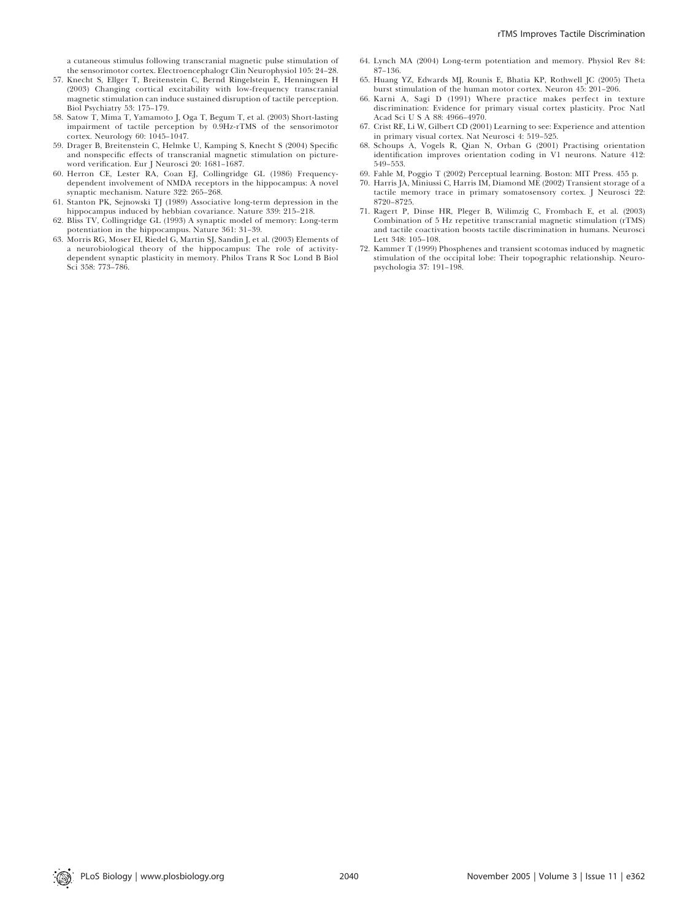a cutaneous stimulus following transcranial magnetic pulse stimulation of the sensorimotor cortex. Electroencephalogr Clin Neurophysiol 105: 24–28.

57. Knecht S, Ellger T, Breitenstein C, Bernd Ringelstein E, Henningsen H (2003) Changing cortical excitability with low-frequency transcranial magnetic stimulation can induce sustained disruption of tactile perception. Biol Psychiatry 53: 175–179.
58. Satow T, Mima T, Yamamoto J, Oga T, Begum T, et al. (2003) Short-lasting impairment of tactile perception by 0.9Hz-rTMS of the sensorimotor cortex. Neurology 60: 1045–1047.
59. Drager B, Breitenstein C, Helmke U, Kamping S, Knecht S (2004) Specific and nonspecific effects of transcranial magnetic stimulation on picture-word verification. Eur J Neurosci 20: 1681–1687.
60. Herron CE, Lester RA, Coan EJ, Collingridge GL (1986) Frequency-dependent involvement of NMDA receptors in the hippocampus: A novel synaptic mechanism. Nature 322: 265–268.
61. Stanton PK, Sejnowski TJ (1989) Associative long-term depression in the hippocampus induced by hebbian covariance. Nature 339: 215–218.
62. Bliss TV, Collingridge GL (1993) A synaptic model of memory: Long-term potentiation in the hippocampus. Nature 361: 31–39.
63. Morris RG, Moser EI, Riedel G, Martin SJ, Sandin J, et al. (2003) Elements of a neurobiological theory of the hippocampus: The role of activity-dependent synaptic plasticity in memory. Philos Trans R Soc Lond B Biol Sci 358: 773–786.
64. Lynch MA (2004) Long-term potentiation and memory. Physiol Rev 84: 87–136.
65. Huang YZ, Edwards MJ, Rounis E, Bhatia KP, Rothwell JC (2005) Theta burst stimulation of the human motor cortex. Neuron 45: 201–206.
66. Karni A, Sagi D (1991) Where practice makes perfect in texture discrimination: Evidence for primary visual cortex plasticity. Proc Natl Acad Sci U S A 88: 4966–4970.
67. Crist RE, Li W, Gilbert CD (2001) Learning to see: Experience and attention in primary visual cortex. Nat Neurosci 4: 519–525.
68. Schoups A, Vogels R, Qian N, Orban G (2001) Practising orientation identification improves orientation coding in V1 neurons. Nature 412: 549–553.
69. Fahle M, Poggio T (2002) Perceptual learning. Boston: MIT Press. 455 p.
70. Harris JA, Miniussi C, Harris IM, Diamond ME (2002) Transient storage of a tactile memory trace in primary somatosensory cortex. J Neurosci 22: 8720–8725.
71. Ragert P, Dinse HR, Pleger B, Wilimzig C, Frombach E, et al. (2003) Combination of 5 Hz repetitive transcranial magnetic stimulation (rTMS) and tactile coactivation boosts tactile discrimination in humans. Neurosci Lett 348: 105–108.
72. Kammer T (1999) Phosphenes and transient scotomas induced by magnetic stimulation of the occipital lobe: Their topographic relationship. Neuropsychologia 37: 191–198.